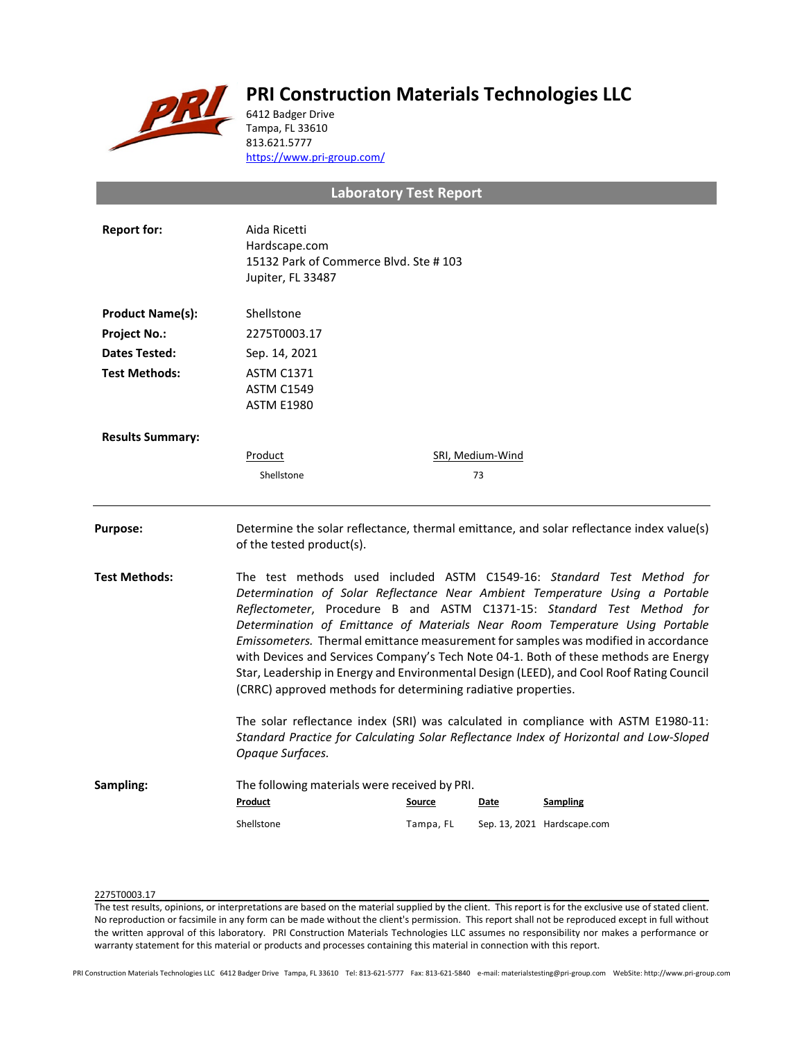# PRI Construction Materials Technologies LLC

6412 Badger Drive
Tampa, FL 33610
813.621.5777
https://www.pri-group.com/

## Laboratory Test Report

**Report for:** Aida Ricetti
Hardscape.com
15132 Park of Commerce Blvd. Ste # 103
Jupiter, FL 33487

**Product Name(s):** Shellstone

**Project No.:** 2275T0003.17

**Dates Tested:** Sep. 14, 2021

**Test Methods:** ASTM C1371
ASTM C1549
ASTM E1980

**Results Summary:**

| Product | SRI, Medium-Wind |
|---|---|
| Shellstone | 73 |

---

**Purpose:** Determine the solar reflectance, thermal emittance, and solar reflectance index value(s) of the tested product(s).

**Test Methods:** The test methods used included ASTM C1549-16: *Standard Test Method for Determination of Solar Reflectance Near Ambient Temperature Using a Portable Reflectometer*, Procedure B and ASTM C1371-15: *Standard Test Method for Determination of Emittance of Materials Near Room Temperature Using Portable Emissometers.* Thermal emittance measurement for samples was modified in accordance with Devices and Services Company's Tech Note 04-1. Both of these methods are Energy Star, Leadership in Energy and Environmental Design (LEED), and Cool Roof Rating Council (CRRC) approved methods for determining radiative properties.

The solar reflectance index (SRI) was calculated in compliance with ASTM E1980-11: *Standard Practice for Calculating Solar Reflectance Index of Horizontal and Low-Sloped Opaque Surfaces.*

**Sampling:** The following materials were received by PRI.

| Product | Source | Date | Sampling |
|---|---|---|---|
| Shellstone | Tampa, FL | Sep. 13, 2021 | Hardscape.com |

2275T0003.17

The test results, opinions, or interpretations are based on the material supplied by the client. This report is for the exclusive use of stated client. No reproduction or facsimile in any form can be made without the client's permission. This report shall not be reproduced except in full without the written approval of this laboratory. PRI Construction Materials Technologies LLC assumes no responsibility nor makes a performance or warranty statement for this material or products and processes containing this material in connection with this report.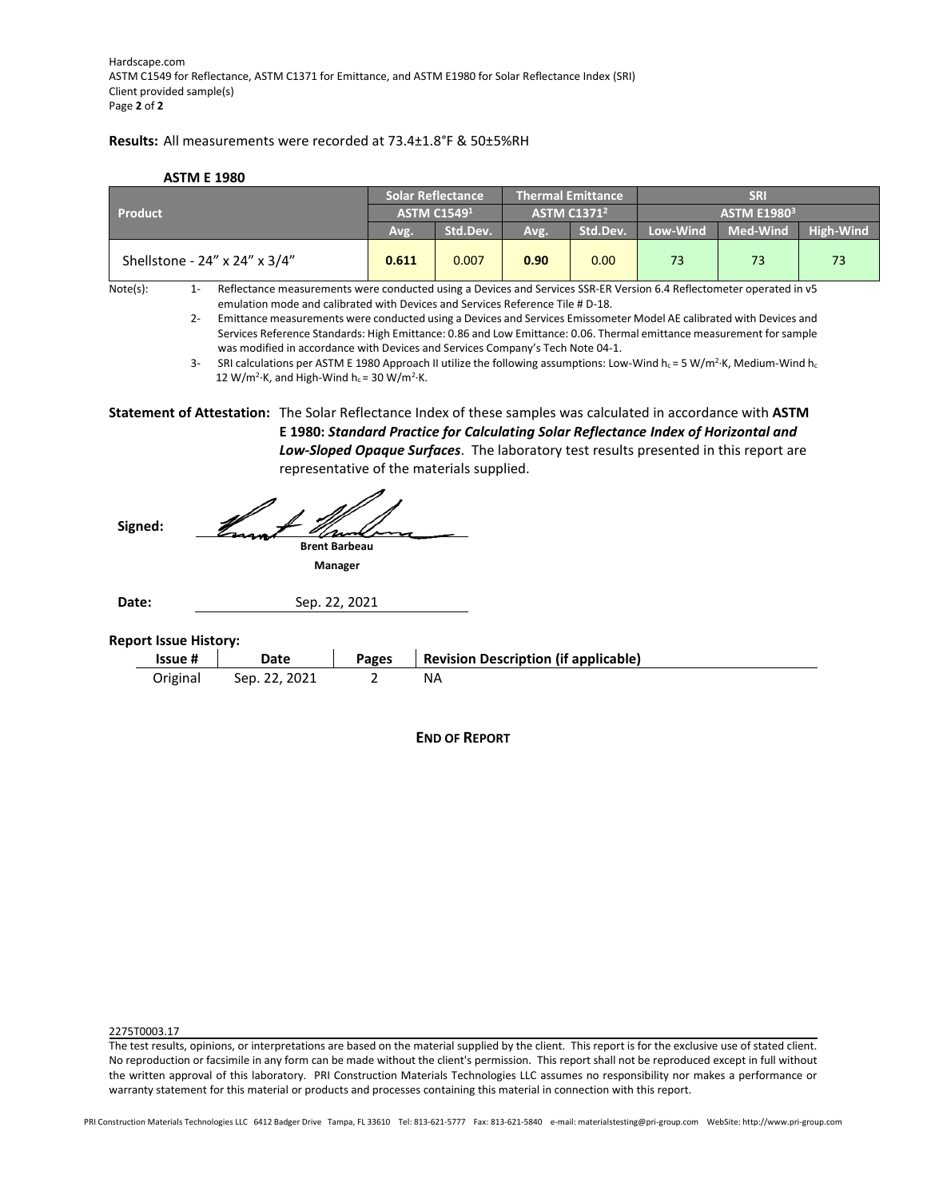**Results:** All measurements were recorded at 73.4±1.8°F & 50±5%RH

**ASTM E 1980**

| Product | Solar Reflectance ASTM C1549[1] | | Thermal Emittance ASTM C1371[2] | | SRI ASTM E1980[3] | | |
|---|---|---|---|---|---|---|---|
| | Avg. | Std.Dev. | Avg. | Std.Dev. | Low-Wind | Med-Wind | High-Wind |
| Shellstone - 24” x 24” x 3/4” | **0.611** | 0.007 | **0.90** | 0.00 | 73 | 73 | 73 |

Note(s):

1- Reflectance measurements were conducted using a Devices and Services SSR-ER Version 6.4 Reflectometer operated in v5 emulation mode and calibrated with Devices and Services Reference Tile # D-18.

2- Emittance measurements were conducted using a Devices and Services Emissometer Model AE calibrated with Devices and Services Reference Standards: High Emittance: 0.86 and Low Emittance: 0.06. Thermal emittance measurement for sample was modified in accordance with Devices and Services Company’s Tech Note 04-1.

3- SRI calculations per ASTM E 1980 Approach II utilize the following assumptions: Low-Wind $h_c = 5\ W/m^2{\cdot}K$, Medium-Wind $h_c$ $12\ W/m^2{\cdot}K$, and High-Wind $h_c = 30\ W/m^2{\cdot}K$.

**Statement of Attestation:** The Solar Reflectance Index of these samples was calculated in accordance with **ASTM E 1980: *Standard Practice for Calculating Solar Reflectance Index of Horizontal and Low-Sloped Opaque Surfaces***. The laboratory test results presented in this report are representative of the materials supplied.

**Signed:**

**Brent Barbeau**
**Manager**

**Date:** Sep. 22, 2021

**Report Issue History:**

| Issue # | Date | Pages | Revision Description (if applicable) |
|---|---|---|---|
| Original | Sep. 22, 2021 | 2 | NA |

**END OF REPORT**

2275T0003.17

The test results, opinions, or interpretations are based on the material supplied by the client. This report is for the exclusive use of stated client. No reproduction or facsimile in any form can be made without the client's permission. This report shall not be reproduced except in full without the written approval of this laboratory. PRI Construction Materials Technologies LLC assumes no responsibility nor makes a performance or warranty statement for this material or products and processes containing this material in connection with this report.